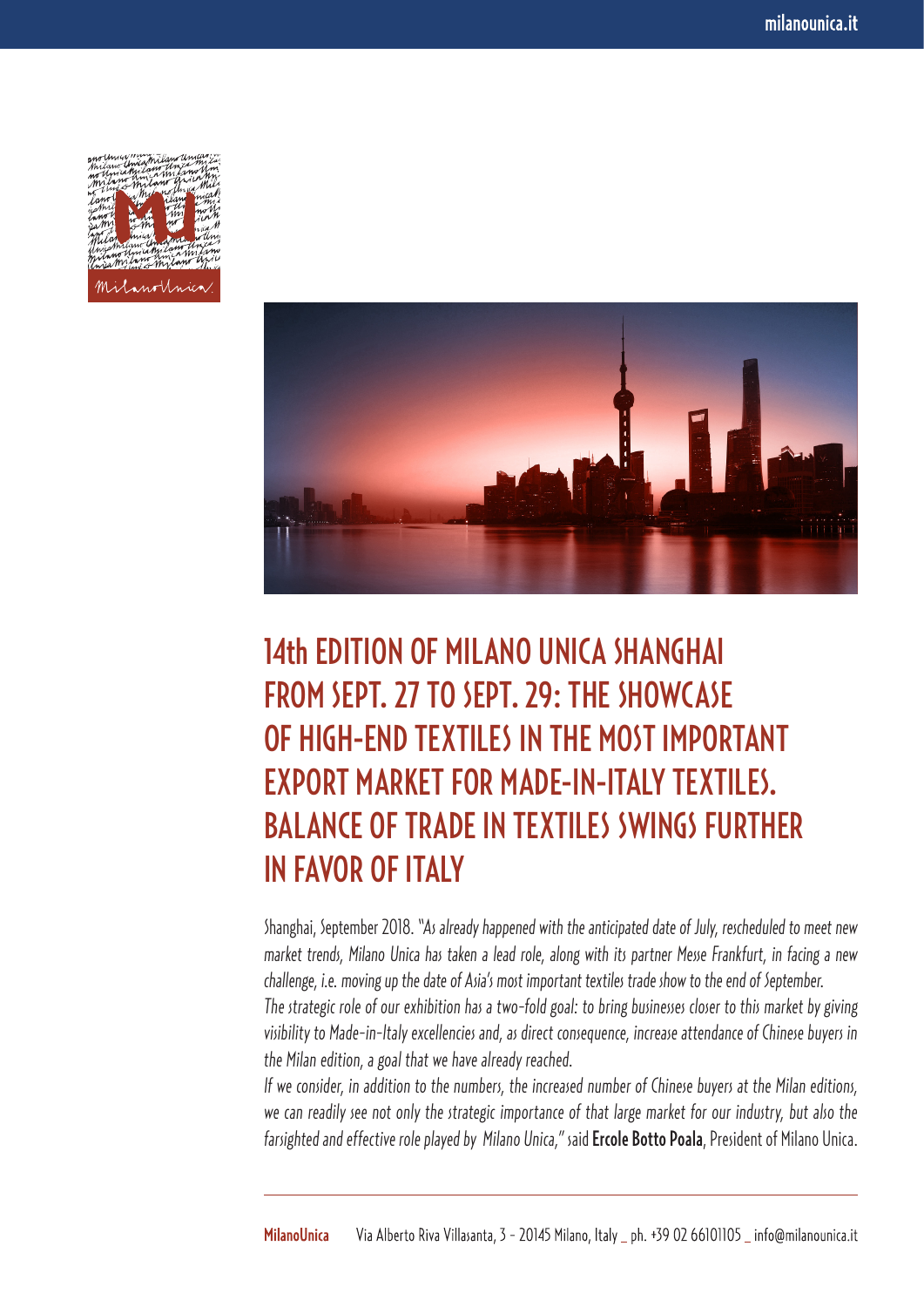# 14th EDITION OF MILANO UNICA SHANGHAI FROM SEPT. 27 TO SEPT. 29: THE SHOWCASE OF HIGH-END TEXTILES IN THE MOST IMPORTANT EXPORT MARKET FOR MADE-IN-ITALY TEXTILES. BALANCE OF TRADE IN TEXTILES SWINGS FURTHER IN FAVOR OF ITALY

Shanghai, September 2018. *"As already happened with the anticipated date of July, rescheduled to meet new market trends, Milano Unica has taken a lead role, along with its partner Messe Frankfurt, in facing a new challenge, i.e. moving up the date of Asia's most important textiles trade show to the end of September.*
*The strategic role of our exhibition has a two-fold goal: to bring businesses closer to this market by giving visibility to Made-in-Italy excellencies and, as direct consequence, increase attendance of Chinese buyers in the Milan edition, a goal that we have already reached.*
*If we consider, in addition to the numbers, the increased number of Chinese buyers at the Milan editions, we can readily see not only the strategic importance of that large market for our industry, but also the farsighted and effective role played by Milano Unica,"* said **Ercole Botto Poala**, President of Milano Unica.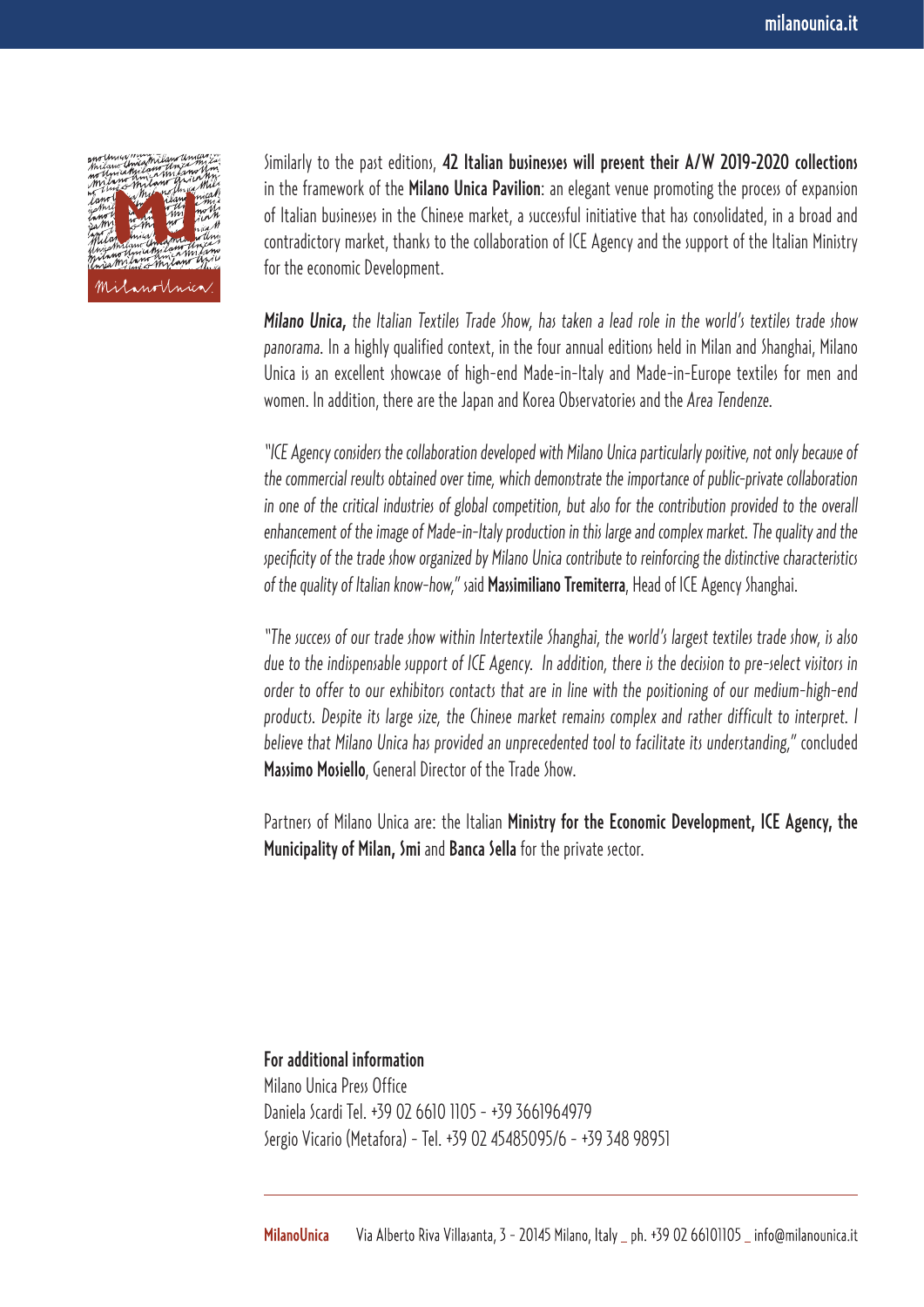Similarly to the past editions, **42 Italian businesses will present their A/W 2019-2020 collections** in the framework of the **Milano Unica Pavilion**: an elegant venue promoting the process of expansion of Italian businesses in the Chinese market, a successful initiative that has consolidated, in a broad and contradictory market, thanks to the collaboration of ICE Agency and the support of the Italian Ministry for the economic Development.

***Milano Unica,*** *the Italian Textiles Trade Show, has taken a lead role in the world's textiles trade show panorama.* In a highly qualified context, in the four annual editions held in Milan and Shanghai, Milano Unica is an excellent showcase of high-end Made-in-Italy and Made-in-Europe textiles for men and women. In addition, there are the Japan and Korea Observatories and the *Area Tendenze*.

*"ICE Agency considers the collaboration developed with Milano Unica particularly positive, not only because of the commercial results obtained over time, which demonstrate the importance of public-private collaboration in one of the critical industries of global competition, but also for the contribution provided to the overall enhancement of the image of Made-in-Italy production in this large and complex market. The quality and the specificity of the trade show organized by Milano Unica contribute to reinforcing the distinctive characteristics of the quality of Italian know-how,"* said **Massimiliano Tremiterra**, Head of ICE Agency Shanghai.

*"The success of our trade show within Intertextile Shanghai, the world's largest textiles trade show, is also due to the indispensable support of ICE Agency. In addition, there is the decision to pre-select visitors in order to offer to our exhibitors contacts that are in line with the positioning of our medium-high-end products. Despite its large size, the Chinese market remains complex and rather difficult to interpret. I believe that Milano Unica has provided an unprecedented tool to facilitate its understanding,"* concluded **Massimo Mosiello**, General Director of the Trade Show.

Partners of Milano Unica are: the Italian **Ministry for the Economic Development, ICE Agency, the Municipality of Milan, Smi** and **Banca Sella** for the private sector.

**For additional information**
Milano Unica Press Office
Daniela Scardi Tel. +39 02 6610 1105 - +39 3661964979
Sergio Vicario (Metafora) - Tel. +39 02 45485095/6 - +39 348 98951

**MilanoUnica** Via Alberto Riva Villasanta, 3 - 20145 Milano, Italy _ ph. +39 02 66101105 _ info@milanounica.it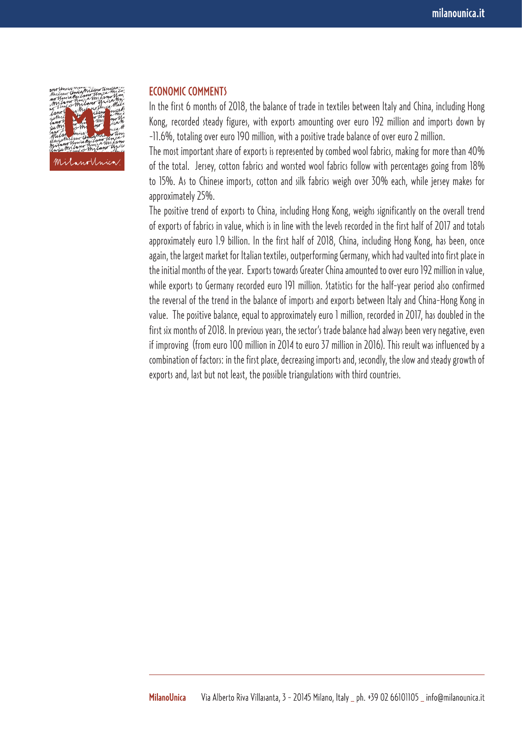## ECONOMIC COMMENTS

In the first 6 months of 2018, the balance of trade in textiles between Italy and China, including Hong Kong, recorded steady figures, with exports amounting over euro 192 million and imports down by -11.6%, totaling over euro 190 million, with a positive trade balance of over euro 2 million.

The most important share of exports is represented by combed wool fabrics, making for more than 40% of the total. Jersey, cotton fabrics and worsted wool fabrics follow with percentages going from 18% to 15%. As to Chinese imports, cotton and silk fabrics weigh over 30% each, while jersey makes for approximately 25%.

The positive trend of exports to China, including Hong Kong, weighs significantly on the overall trend of exports of fabrics in value, which is in line with the levels recorded in the first half of 2017 and totals approximately euro 1.9 billion. In the first half of 2018, China, including Hong Kong, has been, once again, the largest market for Italian textiles, outperforming Germany, which had vaulted into first place in the initial months of the year. Exports towards Greater China amounted to over euro 192 million in value, while exports to Germany recorded euro 191 million. Statistics for the half-year period also confirmed the reversal of the trend in the balance of imports and exports between Italy and China-Hong Kong in value. The positive balance, equal to approximately euro 1 million, recorded in 2017, has doubled in the first six months of 2018. In previous years, the sector's trade balance had always been very negative, even if improving (from euro 100 million in 2014 to euro 37 million in 2016). This result was influenced by a combination of factors: in the first place, decreasing imports and, secondly, the slow and steady growth of exports and, last but not least, the possible triangulations with third countries.